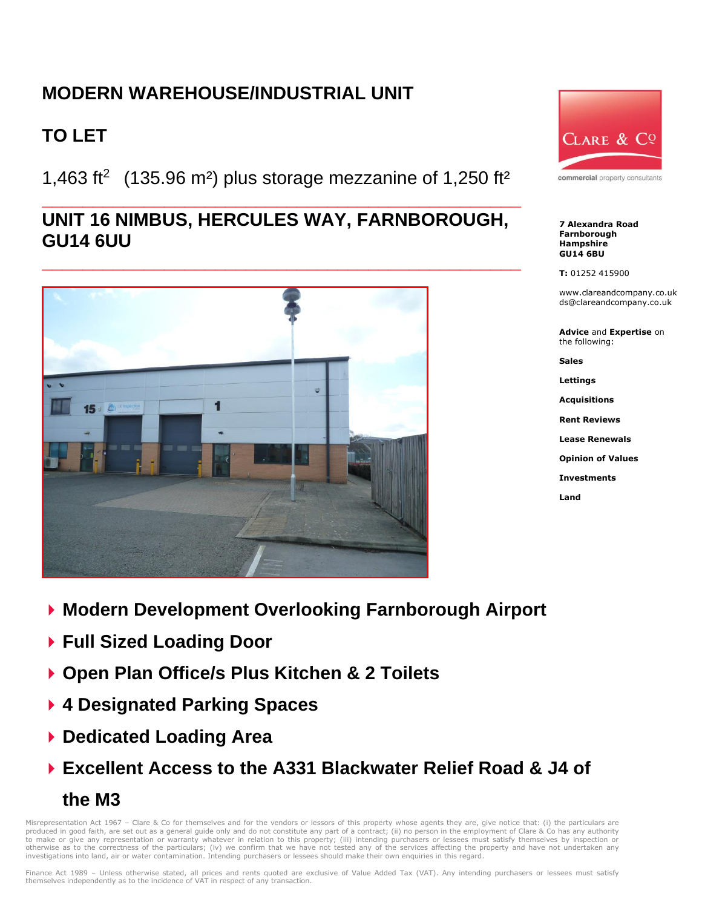# MODERN WAREHOUSE/INDUSTRIAL UNIT

## TO LET

1,463 $ft^2$ (135.96 m²) plus storage mezzanine of 1,250 ft²

## UNIT 16 NIMBUS, HERCULES WAY, FARNBOROUGH, GU14 6UU

CLARE & Co

commercial property consultants

**7 Alexandra Road**
**Farnborough**
**Hampshire**
**GU14 6BU**

**T:** 01252 415900

www.clareandcompany.co.uk
ds@clareandcompany.co.uk

**Advice** and **Expertise** on the following:

**Sales**

**Lettings**

**Acquisitions**

**Rent Reviews**

**Lease Renewals**

**Opinion of Values**

**Investments**

**Land**

- **Modern Development Overlooking Farnborough Airport**
- **Full Sized Loading Door**
- **Open Plan Office/s Plus Kitchen & 2 Toilets**
- **4 Designated Parking Spaces**
- **Dedicated Loading Area**
- **Excellent Access to the A331 Blackwater Relief Road & J4 of the M3**

Misrepresentation Act 1967 – Clare & Co for themselves and for the vendors or lessors of this property whose agents they are, give notice that: (i) the particulars are produced in good faith, are set out as a general guide only and do not constitute any part of a contract; (ii) no person in the employment of Clare & Co has any authority to make or give any representation or warranty whatever in relation to this property; (iii) intending purchasers or lessees must satisfy themselves by inspection or otherwise as to the correctness of the particulars; (iv) we confirm that we have not tested any of the services affecting the property and have not undertaken any investigations into land, air or water contamination. Intending purchasers or lessees should make their own enquiries in this regard.

Finance Act 1989 – Unless otherwise stated, all prices and rents quoted are exclusive of Value Added Tax (VAT). Any intending purchasers or lessees must satisfy themselves independently as to the incidence of VAT in respect of any transaction.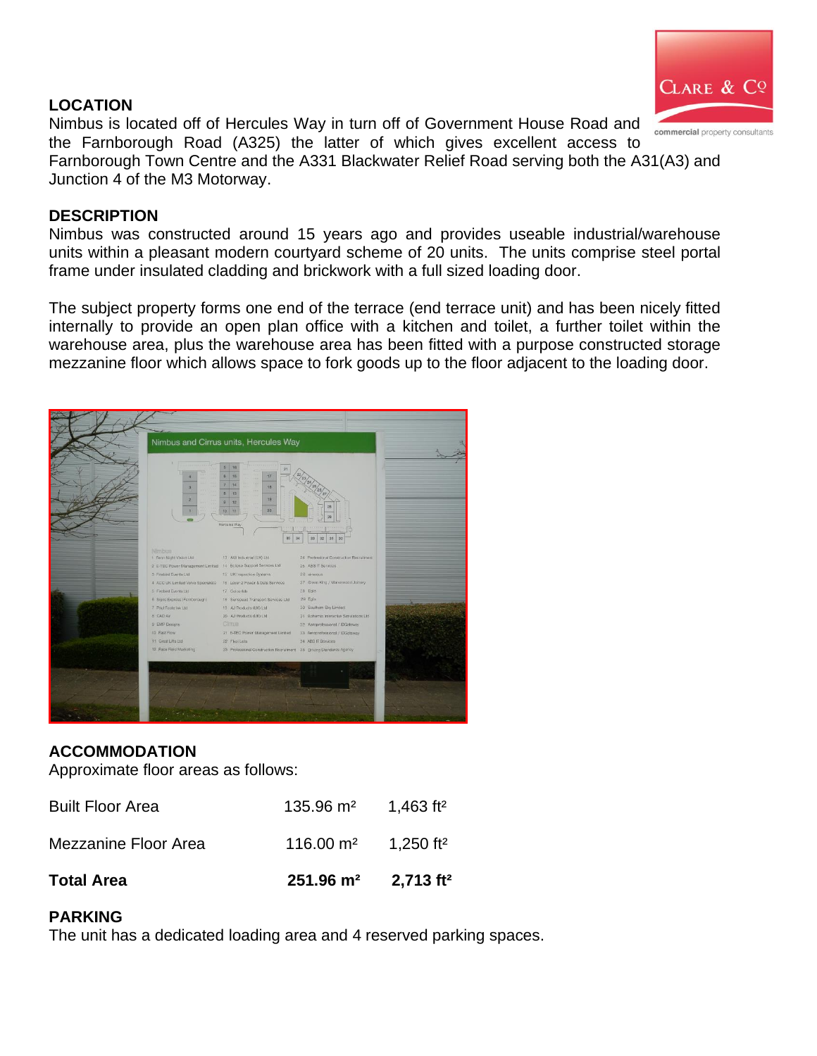## LOCATION

Nimbus is located off of Hercules Way in turn off of Government House Road and the Farnborough Road (A325) the latter of which gives excellent access to Farnborough Town Centre and the A331 Blackwater Relief Road serving both the A31(A3) and Junction 4 of the M3 Motorway.

## DESCRIPTION

Nimbus was constructed around 15 years ago and provides useable industrial/warehouse units within a pleasant modern courtyard scheme of 20 units. The units comprise steel portal frame under insulated cladding and brickwork with a full sized loading door.

The subject property forms one end of the terrace (end terrace unit) and has been nicely fitted internally to provide an open plan office with a kitchen and toilet, a further toilet within the warehouse area, plus the warehouse area has been fitted with a purpose constructed storage mezzanine floor which allows space to fork goods up to the floor adjacent to the loading door.

## ACCOMMODATION

Approximate floor areas as follows:

| | | |
|---|---|---|
| Built Floor Area | 135.96 m² | 1,463 ft² |
| Mezzanine Floor Area | 116.00 m² | 1,250 ft² |
| **Total Area** | **251.96 m²** | **2,713 ft²** |

## PARKING

The unit has a dedicated loading area and 4 reserved parking spaces.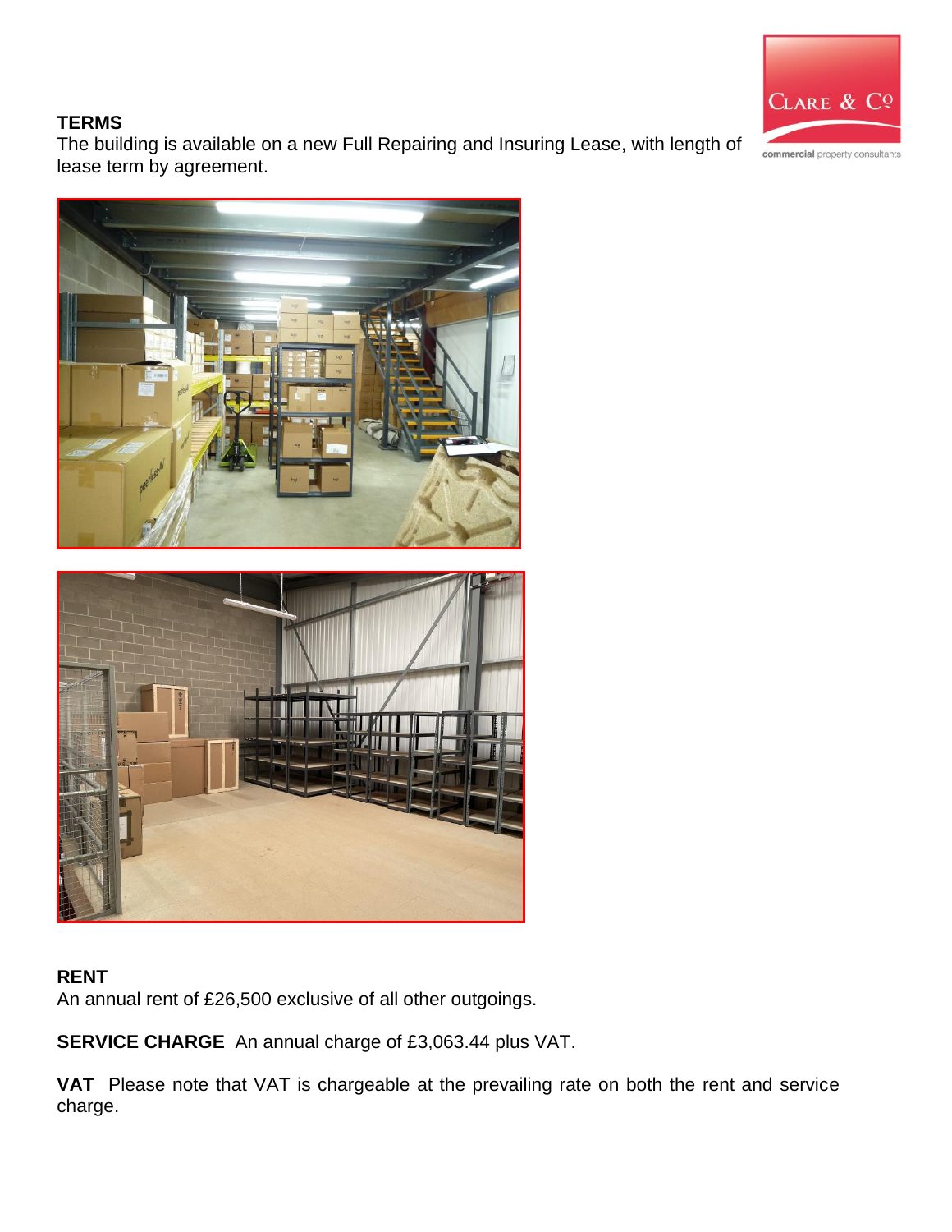**TERMS**

The building is available on a new Full Repairing and Insuring Lease, with length of lease term by agreement.

**RENT**

An annual rent of £26,500 exclusive of all other outgoings.

**SERVICE CHARGE** An annual charge of £3,063.44 plus VAT.

**VAT** Please note that VAT is chargeable at the prevailing rate on both the rent and service charge.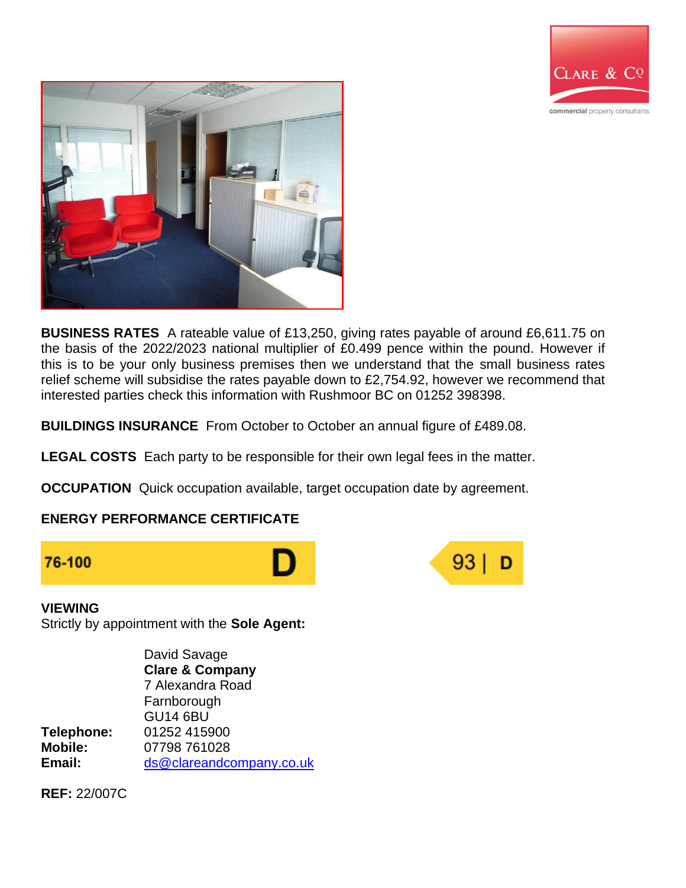**BUSINESS RATES** A rateable value of £13,250, giving rates payable of around £6,611.75 on the basis of the 2022/2023 national multiplier of £0.499 pence within the pound. However if this is to be your only business premises then we understand that the small business rates relief scheme will subsidise the rates payable down to £2,754.92, however we recommend that interested parties check this information with Rushmoor BC on 01252 398398.

**BUILDINGS INSURANCE** From October to October an annual figure of £489.08.

**LEGAL COSTS** Each party to be responsible for their own legal fees in the matter.

**OCCUPATION** Quick occupation available, target occupation date by agreement.

**ENERGY PERFORMANCE CERTIFICATE**

76-100 D

93 | D

**VIEWING**
Strictly by appointment with the **Sole Agent:**

David Savage
**Clare & Company**
7 Alexandra Road
Farnborough
GU14 6BU

**Telephone:** 01252 415900
**Mobile:** 07798 761028
**Email:** ds@clareandcompany.co.uk

**REF:** 22/007C